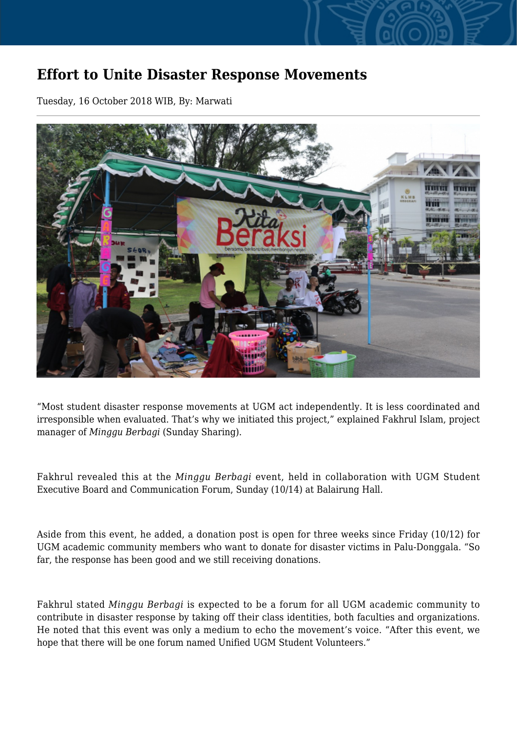# Effort to Unite Disaster Response Movements

Tuesday, 16 October 2018 WIB, By: Marwati

"Most student disaster response movements at UGM act independently. It is less coordinated and irresponsible when evaluated. That's why we initiated this project," explained Fakhrul Islam, project manager of *Minggu Berbagi* (Sunday Sharing).

Fakhrul revealed this at the *Minggu Berbagi* event, held in collaboration with UGM Student Executive Board and Communication Forum, Sunday (10/14) at Balairung Hall.

Aside from this event, he added, a donation post is open for three weeks since Friday (10/12) for UGM academic community members who want to donate for disaster victims in Palu-Donggala. "So far, the response has been good and we still receiving donations.

Fakhrul stated *Minggu Berbagi* is expected to be a forum for all UGM academic community to contribute in disaster response by taking off their class identities, both faculties and organizations. He noted that this event was only a medium to echo the movement's voice. "After this event, we hope that there will be one forum named Unified UGM Student Volunteers."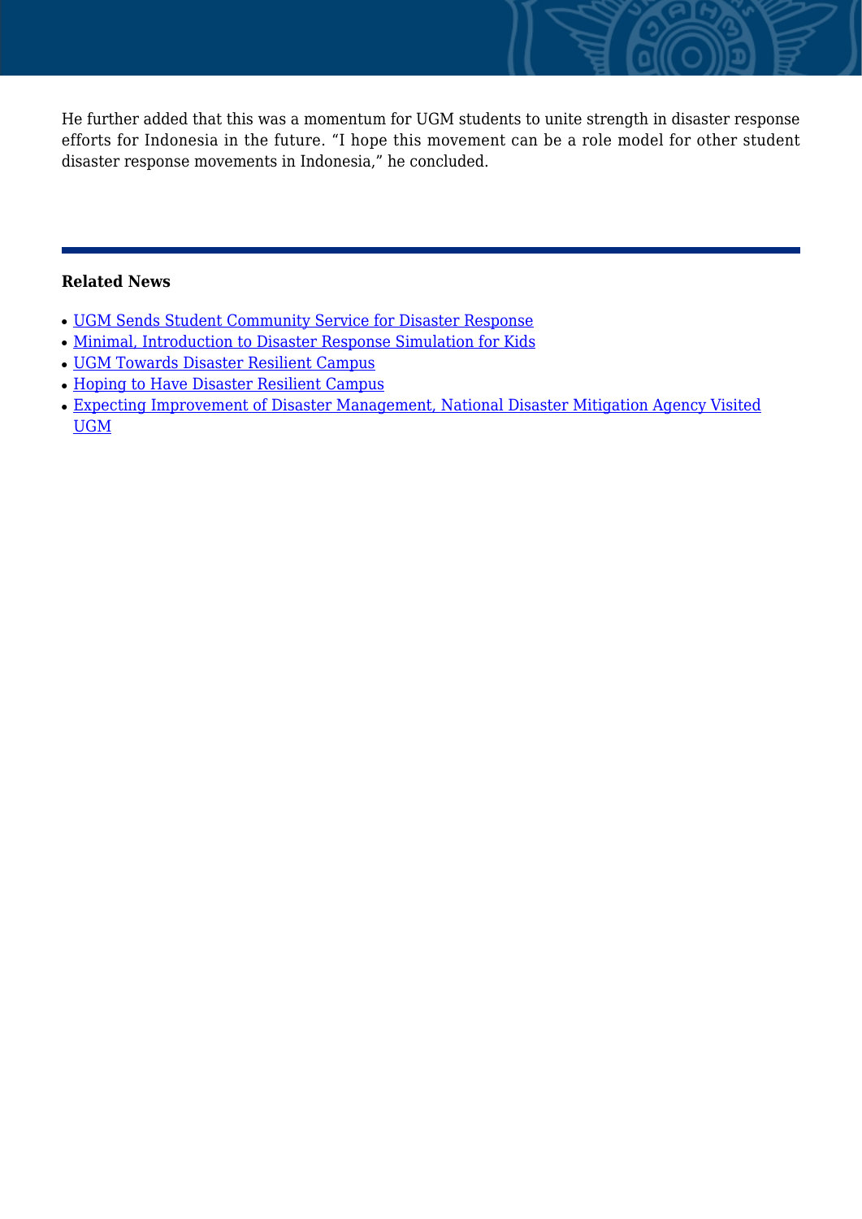He further added that this was a momentum for UGM students to unite strength in disaster response efforts for Indonesia in the future. “I hope this movement can be a role model for other student disaster response movements in Indonesia,” he concluded.

---

**Related News**

- UGM Sends Student Community Service for Disaster Response
- Minimal, Introduction to Disaster Response Simulation for Kids
- UGM Towards Disaster Resilient Campus
- Hoping to Have Disaster Resilient Campus
- Expecting Improvement of Disaster Management, National Disaster Mitigation Agency Visited UGM